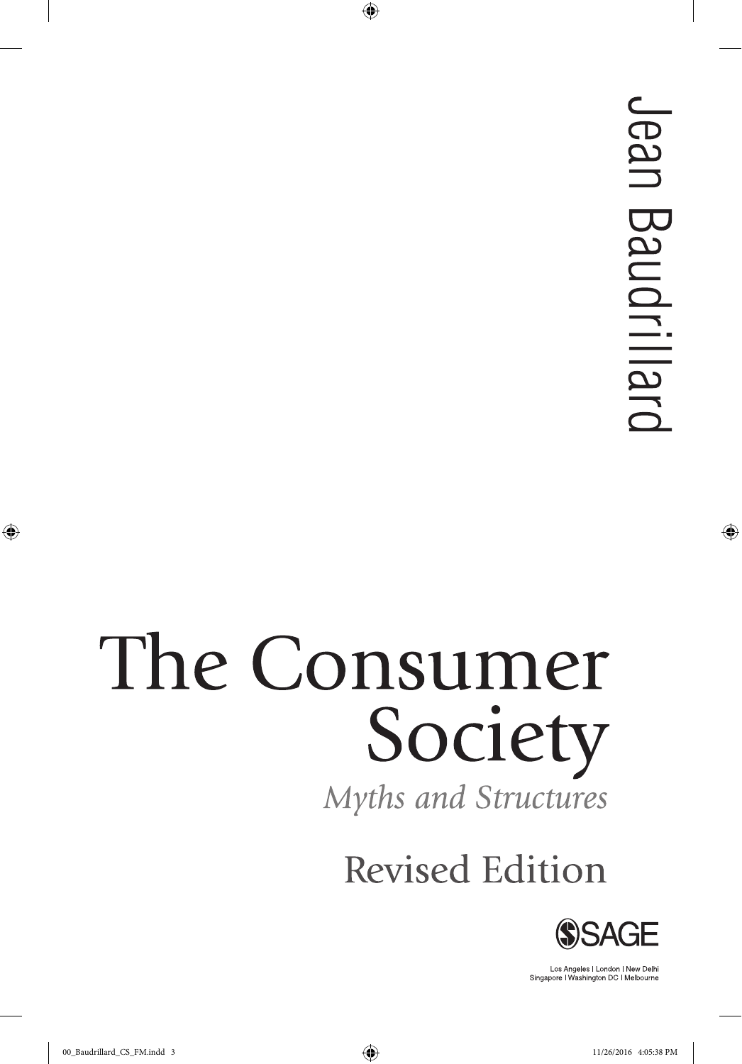Jean Baudrillard

# The Consumer Society

*Myths and Structures*

Revised Edition

SAGE

Los Angeles | London | New Delhi
Singapore | Washington DC | Melbourne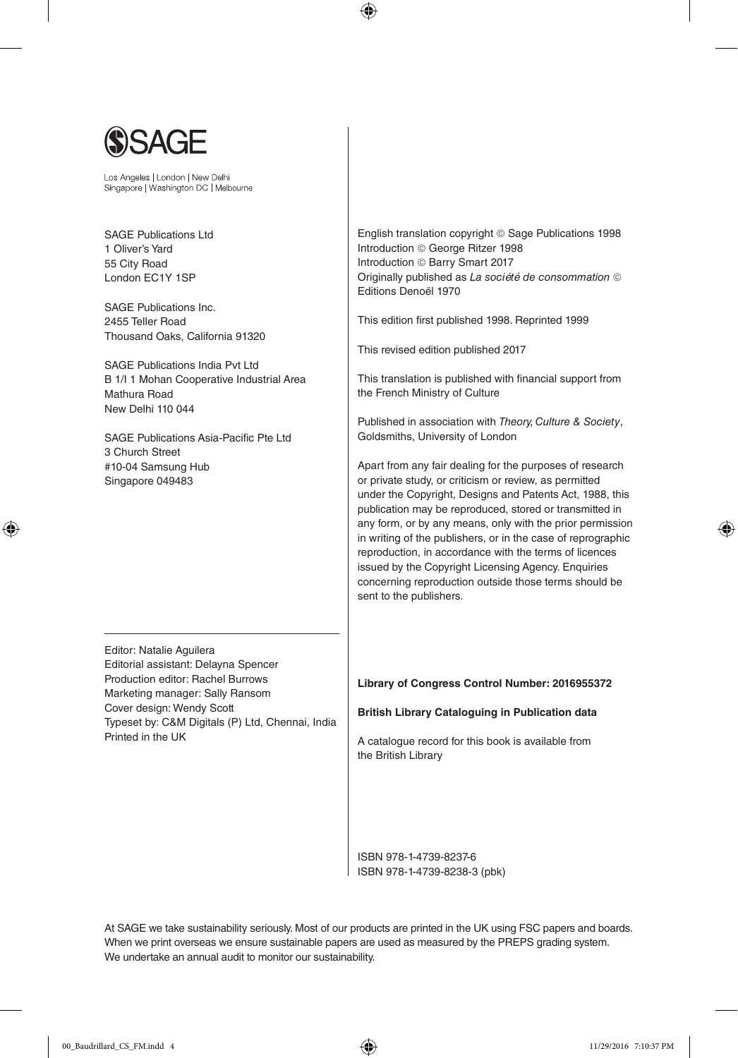SAGE

Los Angeles | London | New Delhi
Singapore | Washington DC | Melbourne

SAGE Publications Ltd
1 Oliver's Yard
55 City Road
London EC1Y 1SP

SAGE Publications Inc.
2455 Teller Road
Thousand Oaks, California 91320

SAGE Publications India Pvt Ltd
B 1/I 1 Mohan Cooperative Industrial Area
Mathura Road
New Delhi 110 044

SAGE Publications Asia-Pacific Pte Ltd
3 Church Street
#10-04 Samsung Hub
Singapore 049483

---

Editor: Natalie Aguilera
Editorial assistant: Delayna Spencer
Production editor: Rachel Burrows
Marketing manager: Sally Ransom
Cover design: Wendy Scott
Typeset by: C&M Digitals (P) Ltd, Chennai, India
Printed in the UK

English translation copyright © Sage Publications 1998
Introduction © George Ritzer 1998
Introduction © Barry Smart 2017
Originally published as *La société de consommation* © Editions Denoël 1970

This edition first published 1998. Reprinted 1999

This revised edition published 2017

This translation is published with financial support from the French Ministry of Culture

Published in association with *Theory, Culture & Society*, Goldsmiths, University of London

Apart from any fair dealing for the purposes of research or private study, or criticism or review, as permitted under the Copyright, Designs and Patents Act, 1988, this publication may be reproduced, stored or transmitted in any form, or by any means, only with the prior permission in writing of the publishers, or in the case of reprographic reproduction, in accordance with the terms of licences issued by the Copyright Licensing Agency. Enquiries concerning reproduction outside those terms should be sent to the publishers.

**Library of Congress Control Number: 2016955372**

**British Library Cataloguing in Publication data**

A catalogue record for this book is available from the British Library

ISBN 978-1-4739-8237-6
ISBN 978-1-4739-8238-3 (pbk)

At SAGE we take sustainability seriously. Most of our products are printed in the UK using FSC papers and boards. When we print overseas we ensure sustainable papers are used as measured by the PREPS grading system. We undertake an annual audit to monitor our sustainability.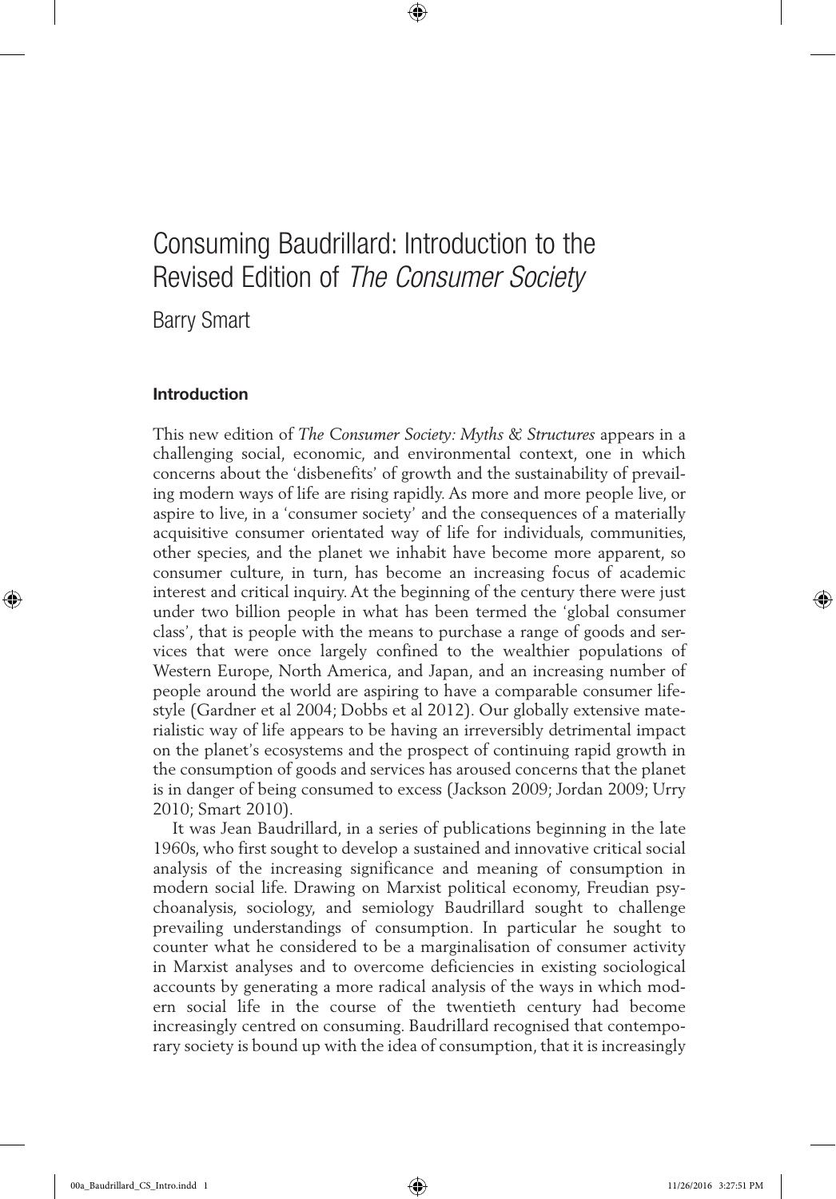# Consuming Baudrillard: Introduction to the Revised Edition of *The Consumer Society*

Barry Smart

## Introduction

This new edition of *The Consumer Society: Myths & Structures* appears in a challenging social, economic, and environmental context, one in which concerns about the 'disbenefits' of growth and the sustainability of prevailing modern ways of life are rising rapidly. As more and more people live, or aspire to live, in a 'consumer society' and the consequences of a materially acquisitive consumer orientated way of life for individuals, communities, other species, and the planet we inhabit have become more apparent, so consumer culture, in turn, has become an increasing focus of academic interest and critical inquiry. At the beginning of the century there were just under two billion people in what has been termed the 'global consumer class', that is people with the means to purchase a range of goods and services that were once largely confined to the wealthier populations of Western Europe, North America, and Japan, and an increasing number of people around the world are aspiring to have a comparable consumer lifestyle (Gardner et al 2004; Dobbs et al 2012). Our globally extensive materialistic way of life appears to be having an irreversibly detrimental impact on the planet's ecosystems and the prospect of continuing rapid growth in the consumption of goods and services has aroused concerns that the planet is in danger of being consumed to excess (Jackson 2009; Jordan 2009; Urry 2010; Smart 2010).

It was Jean Baudrillard, in a series of publications beginning in the late 1960s, who first sought to develop a sustained and innovative critical social analysis of the increasing significance and meaning of consumption in modern social life. Drawing on Marxist political economy, Freudian psychoanalysis, sociology, and semiology Baudrillard sought to challenge prevailing understandings of consumption. In particular he sought to counter what he considered to be a marginalisation of consumer activity in Marxist analyses and to overcome deficiencies in existing sociological accounts by generating a more radical analysis of the ways in which modern social life in the course of the twentieth century had become increasingly centred on consuming. Baudrillard recognised that contemporary society is bound up with the idea of consumption, that it is increasingly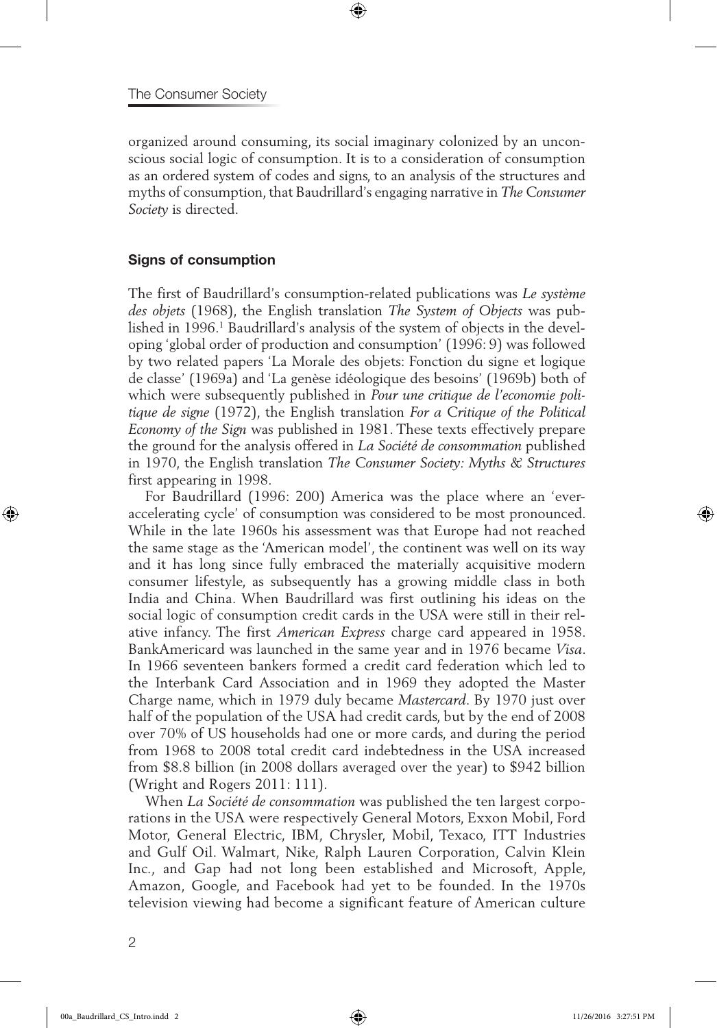organized around consuming, its social imaginary colonized by an unconscious social logic of consumption. It is to a consideration of consumption as an ordered system of codes and signs, to an analysis of the structures and myths of consumption, that Baudrillard's engaging narrative in *The Consumer Society* is directed.

## Signs of consumption

The first of Baudrillard's consumption-related publications was *Le système des objets* (1968), the English translation *The System of Objects* was published in 1996.[1] Baudrillard's analysis of the system of objects in the developing 'global order of production and consumption' (1996: 9) was followed by two related papers 'La Morale des objets: Fonction du signe et logique de classe' (1969a) and 'La genèse idéologique des besoins' (1969b) both of which were subsequently published in *Pour une critique de l'economie politique de signe* (1972), the English translation *For a Critique of the Political Economy of the Sign* was published in 1981. These texts effectively prepare the ground for the analysis offered in *La Société de consommation* published in 1970, the English translation *The Consumer Society: Myths & Structures* first appearing in 1998.

For Baudrillard (1996: 200) America was the place where an 'ever-accelerating cycle' of consumption was considered to be most pronounced. While in the late 1960s his assessment was that Europe had not reached the same stage as the 'American model', the continent was well on its way and it has long since fully embraced the materially acquisitive modern consumer lifestyle, as subsequently has a growing middle class in both India and China. When Baudrillard was first outlining his ideas on the social logic of consumption credit cards in the USA were still in their relative infancy. The first *American Express* charge card appeared in 1958. BankAmericard was launched in the same year and in 1976 became *Visa*. In 1966 seventeen bankers formed a credit card federation which led to the Interbank Card Association and in 1969 they adopted the Master Charge name, which in 1979 duly became *Mastercard*. By 1970 just over half of the population of the USA had credit cards, but by the end of 2008 over 70% of US households had one or more cards, and during the period from 1968 to 2008 total credit card indebtedness in the USA increased from \$8.8 billion (in 2008 dollars averaged over the year) to \$942 billion (Wright and Rogers 2011: 111).

When *La Société de consommation* was published the ten largest corporations in the USA were respectively General Motors, Exxon Mobil, Ford Motor, General Electric, IBM, Chrysler, Mobil, Texaco, ITT Industries and Gulf Oil. Walmart, Nike, Ralph Lauren Corporation, Calvin Klein Inc., and Gap had not long been established and Microsoft, Apple, Amazon, Google, and Facebook had yet to be founded. In the 1970s television viewing had become a significant feature of American culture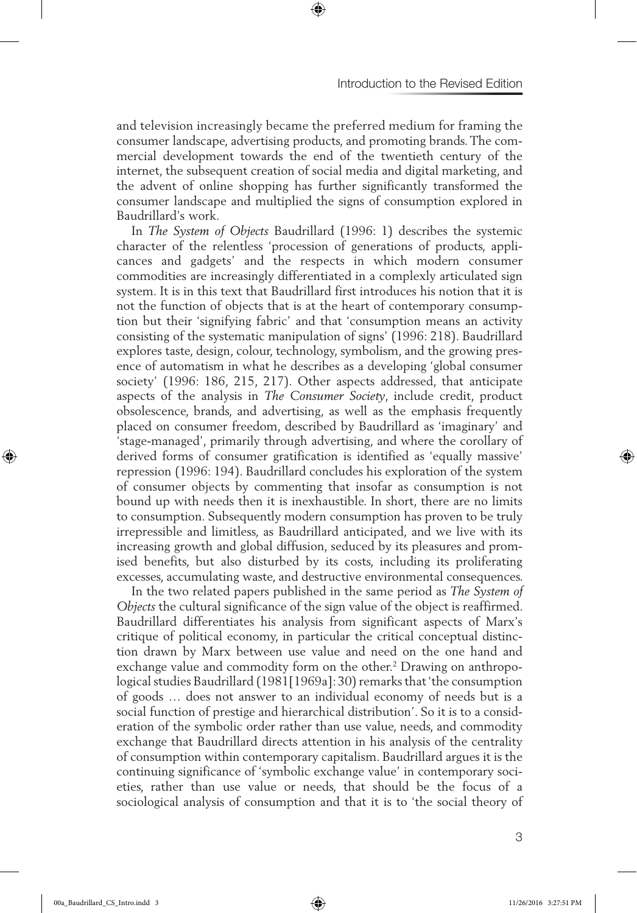and television increasingly became the preferred medium for framing the consumer landscape, advertising products, and promoting brands. The commercial development towards the end of the twentieth century of the internet, the subsequent creation of social media and digital marketing, and the advent of online shopping has further significantly transformed the consumer landscape and multiplied the signs of consumption explored in Baudrillard's work.

In *The System of Objects* Baudrillard (1996: 1) describes the systemic character of the relentless 'procession of generations of products, applicances and gadgets' and the respects in which modern consumer commodities are increasingly differentiated in a complexly articulated sign system. It is in this text that Baudrillard first introduces his notion that it is not the function of objects that is at the heart of contemporary consumption but their 'signifying fabric' and that 'consumption means an activity consisting of the systematic manipulation of signs' (1996: 218). Baudrillard explores taste, design, colour, technology, symbolism, and the growing presence of automatism in what he describes as a developing 'global consumer society' (1996: 186, 215, 217). Other aspects addressed, that anticipate aspects of the analysis in *The Consumer Society*, include credit, product obsolescence, brands, and advertising, as well as the emphasis frequently placed on consumer freedom, described by Baudrillard as 'imaginary' and 'stage-managed', primarily through advertising, and where the corollary of derived forms of consumer gratification is identified as 'equally massive' repression (1996: 194). Baudrillard concludes his exploration of the system of consumer objects by commenting that insofar as consumption is not bound up with needs then it is inexhaustible. In short, there are no limits to consumption. Subsequently modern consumption has proven to be truly irrepressible and limitless, as Baudrillard anticipated, and we live with its increasing growth and global diffusion, seduced by its pleasures and promised benefits, but also disturbed by its costs, including its proliferating excesses, accumulating waste, and destructive environmental consequences.

In the two related papers published in the same period as *The System of Objects* the cultural significance of the sign value of the object is reaffirmed. Baudrillard differentiates his analysis from significant aspects of Marx's critique of political economy, in particular the critical conceptual distinction drawn by Marx between use value and need on the one hand and exchange value and commodity form on the other.[2] Drawing on anthropological studies Baudrillard (1981[1969a]: 30) remarks that 'the consumption of goods … does not answer to an individual economy of needs but is a social function of prestige and hierarchical distribution'. So it is to a consideration of the symbolic order rather than use value, needs, and commodity exchange that Baudrillard directs attention in his analysis of the centrality of consumption within contemporary capitalism. Baudrillard argues it is the continuing significance of 'symbolic exchange value' in contemporary societies, rather than use value or needs, that should be the focus of a sociological analysis of consumption and that it is to 'the social theory of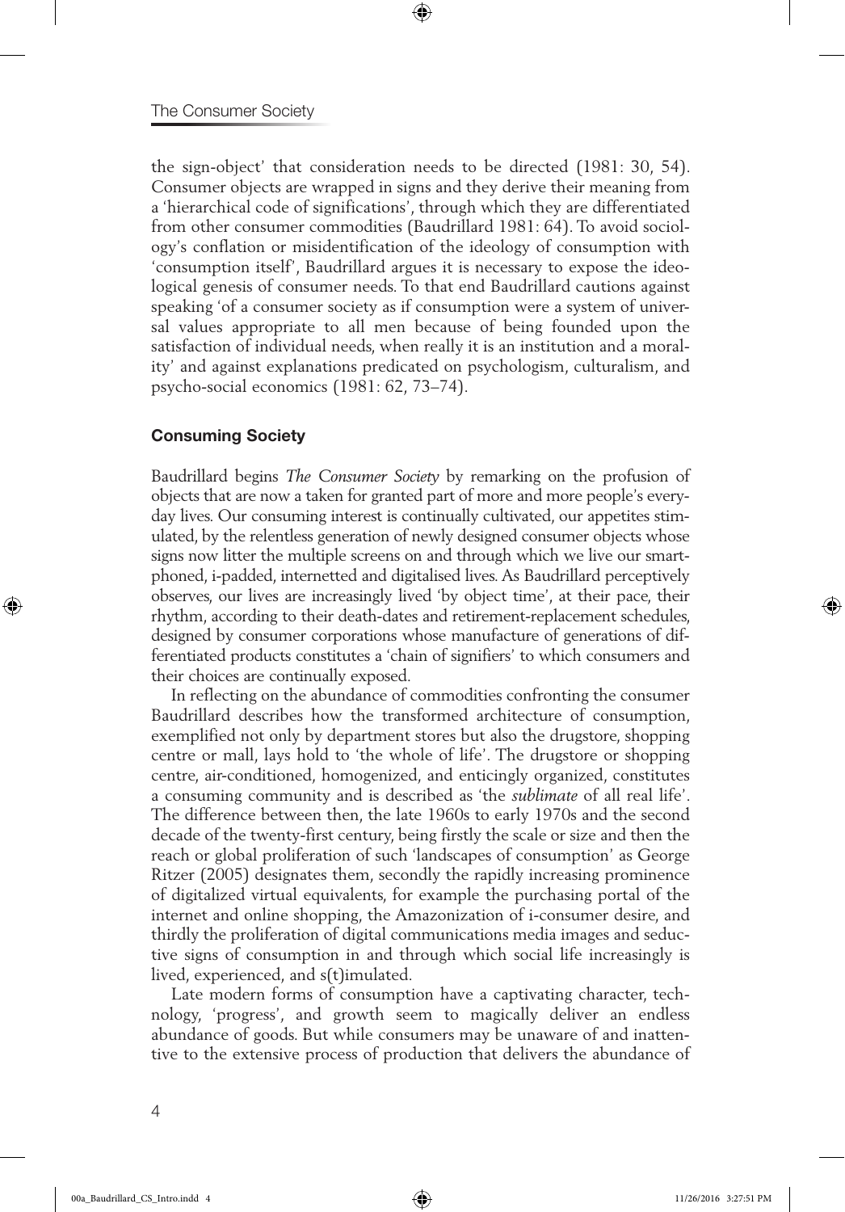the sign-object' that consideration needs to be directed (1981: 30, 54). Consumer objects are wrapped in signs and they derive their meaning from a 'hierarchical code of significations', through which they are differentiated from other consumer commodities (Baudrillard 1981: 64). To avoid sociology's conflation or misidentification of the ideology of consumption with 'consumption itself', Baudrillard argues it is necessary to expose the ideological genesis of consumer needs. To that end Baudrillard cautions against speaking 'of a consumer society as if consumption were a system of universal values appropriate to all men because of being founded upon the satisfaction of individual needs, when really it is an institution and a morality' and against explanations predicated on psychologism, culturalism, and psycho-social economics (1981: 62, 73–74).

### Consuming Society

Baudrillard begins *The Consumer Society* by remarking on the profusion of objects that are now a taken for granted part of more and more people's everyday lives. Our consuming interest is continually cultivated, our appetites stimulated, by the relentless generation of newly designed consumer objects whose signs now litter the multiple screens on and through which we live our smartphoned, i-padded, internetted and digitalised lives. As Baudrillard perceptively observes, our lives are increasingly lived 'by object time', at their pace, their rhythm, according to their death-dates and retirement-replacement schedules, designed by consumer corporations whose manufacture of generations of differentiated products constitutes a 'chain of signifiers' to which consumers and their choices are continually exposed.

In reflecting on the abundance of commodities confronting the consumer Baudrillard describes how the transformed architecture of consumption, exemplified not only by department stores but also the drugstore, shopping centre or mall, lays hold to 'the whole of life'. The drugstore or shopping centre, air-conditioned, homogenized, and enticingly organized, constitutes a consuming community and is described as 'the *sublimate* of all real life'. The difference between then, the late 1960s to early 1970s and the second decade of the twenty-first century, being firstly the scale or size and then the reach or global proliferation of such 'landscapes of consumption' as George Ritzer (2005) designates them, secondly the rapidly increasing prominence of digitalized virtual equivalents, for example the purchasing portal of the internet and online shopping, the Amazonization of i-consumer desire, and thirdly the proliferation of digital communications media images and seductive signs of consumption in and through which social life increasingly is lived, experienced, and s(t)imulated.

Late modern forms of consumption have a captivating character, technology, 'progress', and growth seem to magically deliver an endless abundance of goods. But while consumers may be unaware of and inattentive to the extensive process of production that delivers the abundance of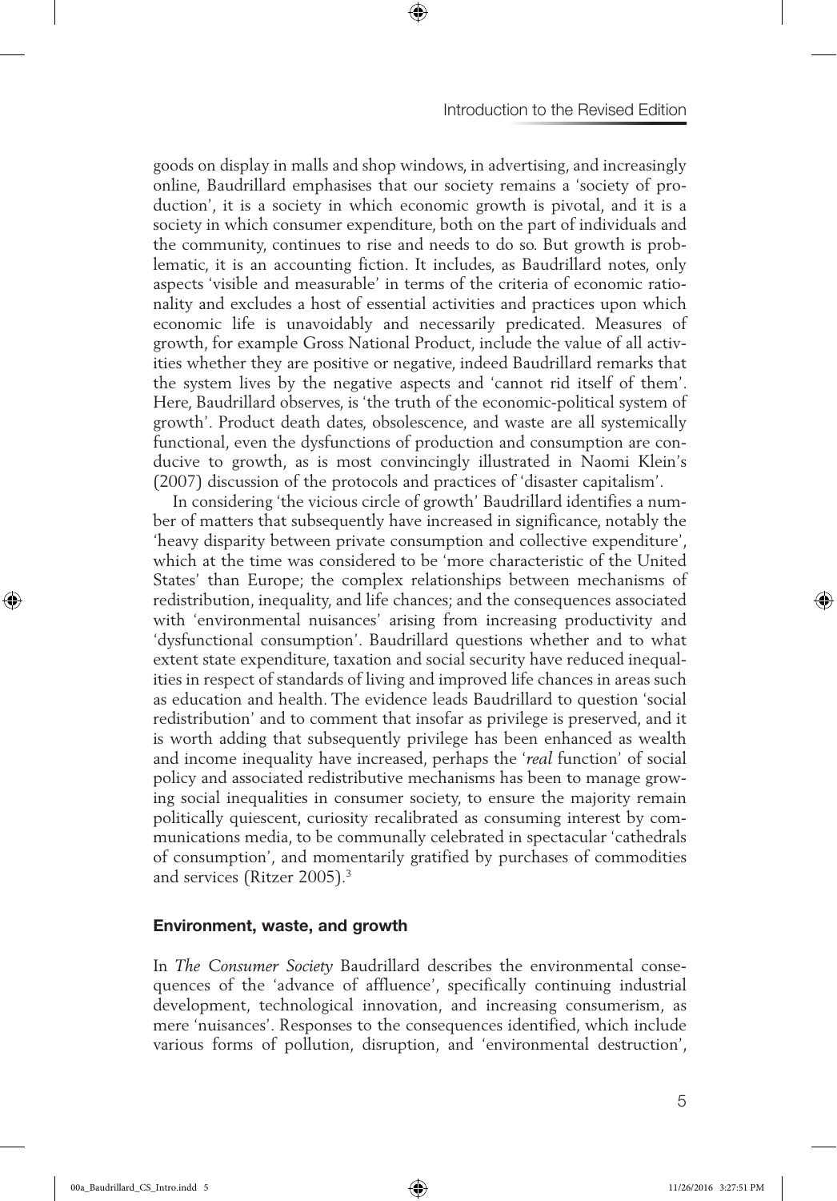goods on display in malls and shop windows, in advertising, and increasingly online, Baudrillard emphasises that our society remains a 'society of production', it is a society in which economic growth is pivotal, and it is a society in which consumer expenditure, both on the part of individuals and the community, continues to rise and needs to do so. But growth is problematic, it is an accounting fiction. It includes, as Baudrillard notes, only aspects 'visible and measurable' in terms of the criteria of economic rationality and excludes a host of essential activities and practices upon which economic life is unavoidably and necessarily predicated. Measures of growth, for example Gross National Product, include the value of all activities whether they are positive or negative, indeed Baudrillard remarks that the system lives by the negative aspects and 'cannot rid itself of them'. Here, Baudrillard observes, is 'the truth of the economic-political system of growth'. Product death dates, obsolescence, and waste are all systemically functional, even the dysfunctions of production and consumption are conducive to growth, as is most convincingly illustrated in Naomi Klein's (2007) discussion of the protocols and practices of 'disaster capitalism'.

In considering 'the vicious circle of growth' Baudrillard identifies a number of matters that subsequently have increased in significance, notably the 'heavy disparity between private consumption and collective expenditure', which at the time was considered to be 'more characteristic of the United States' than Europe; the complex relationships between mechanisms of redistribution, inequality, and life chances; and the consequences associated with 'environmental nuisances' arising from increasing productivity and 'dysfunctional consumption'. Baudrillard questions whether and to what extent state expenditure, taxation and social security have reduced inequalities in respect of standards of living and improved life chances in areas such as education and health. The evidence leads Baudrillard to question 'social redistribution' and to comment that insofar as privilege is preserved, and it is worth adding that subsequently privilege has been enhanced as wealth and income inequality have increased, perhaps the '*real* function' of social policy and associated redistributive mechanisms has been to manage growing social inequalities in consumer society, to ensure the majority remain politically quiescent, curiosity recalibrated as consuming interest by communications media, to be communally celebrated in spectacular 'cathedrals of consumption', and momentarily gratified by purchases of commodities and services (Ritzer 2005).[3]

### Environment, waste, and growth

In *The Consumer Society* Baudrillard describes the environmental consequences of the 'advance of affluence', specifically continuing industrial development, technological innovation, and increasing consumerism, as mere 'nuisances'. Responses to the consequences identified, which include various forms of pollution, disruption, and 'environmental destruction',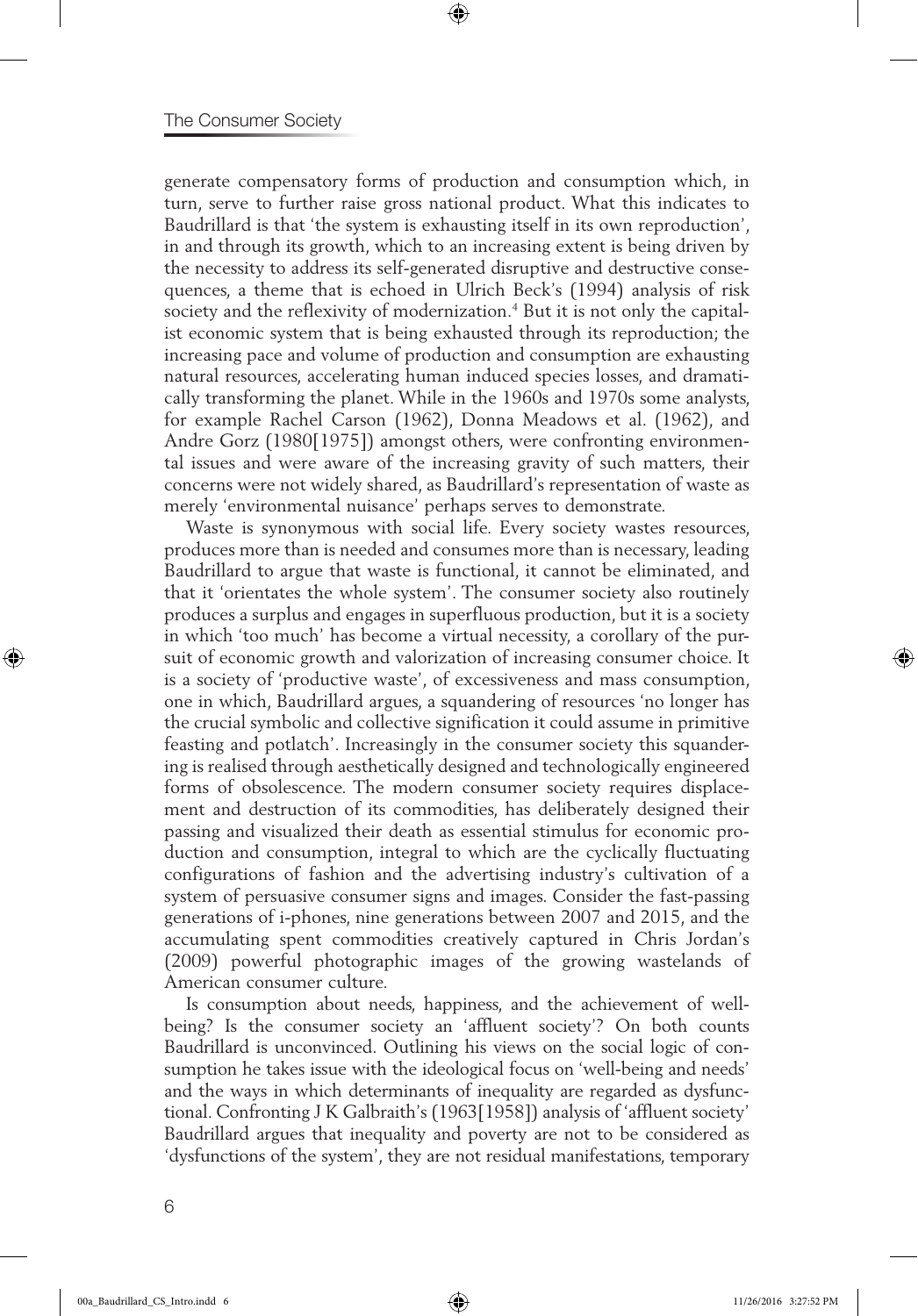generate compensatory forms of production and consumption which, in turn, serve to further raise gross national product. What this indicates to Baudrillard is that 'the system is exhausting itself in its own reproduction', in and through its growth, which to an increasing extent is being driven by the necessity to address its self-generated disruptive and destructive consequences, a theme that is echoed in Ulrich Beck's (1994) analysis of risk society and the reflexivity of modernization.[4] But it is not only the capitalist economic system that is being exhausted through its reproduction; the increasing pace and volume of production and consumption are exhausting natural resources, accelerating human induced species losses, and dramatically transforming the planet. While in the 1960s and 1970s some analysts, for example Rachel Carson (1962), Donna Meadows et al. (1962), and Andre Gorz (1980[1975]) amongst others, were confronting environmental issues and were aware of the increasing gravity of such matters, their concerns were not widely shared, as Baudrillard's representation of waste as merely 'environmental nuisance' perhaps serves to demonstrate.

Waste is synonymous with social life. Every society wastes resources, produces more than is needed and consumes more than is necessary, leading Baudrillard to argue that waste is functional, it cannot be eliminated, and that it 'orientates the whole system'. The consumer society also routinely produces a surplus and engages in superfluous production, but it is a society in which 'too much' has become a virtual necessity, a corollary of the pursuit of economic growth and valorization of increasing consumer choice. It is a society of 'productive waste', of excessiveness and mass consumption, one in which, Baudrillard argues, a squandering of resources 'no longer has the crucial symbolic and collective signification it could assume in primitive feasting and potlatch'. Increasingly in the consumer society this squandering is realised through aesthetically designed and technologically engineered forms of obsolescence. The modern consumer society requires displacement and destruction of its commodities, has deliberately designed their passing and visualized their death as essential stimulus for economic production and consumption, integral to which are the cyclically fluctuating configurations of fashion and the advertising industry's cultivation of a system of persuasive consumer signs and images. Consider the fast-passing generations of i-phones, nine generations between 2007 and 2015, and the accumulating spent commodities creatively captured in Chris Jordan's (2009) powerful photographic images of the growing wastelands of American consumer culture.

Is consumption about needs, happiness, and the achievement of well-being? Is the consumer society an 'affluent society'? On both counts Baudrillard is unconvinced. Outlining his views on the social logic of consumption he takes issue with the ideological focus on 'well-being and needs' and the ways in which determinants of inequality are regarded as dysfunctional. Confronting J K Galbraith's (1963[1958]) analysis of 'affluent society' Baudrillard argues that inequality and poverty are not to be considered as 'dysfunctions of the system', they are not residual manifestations, temporary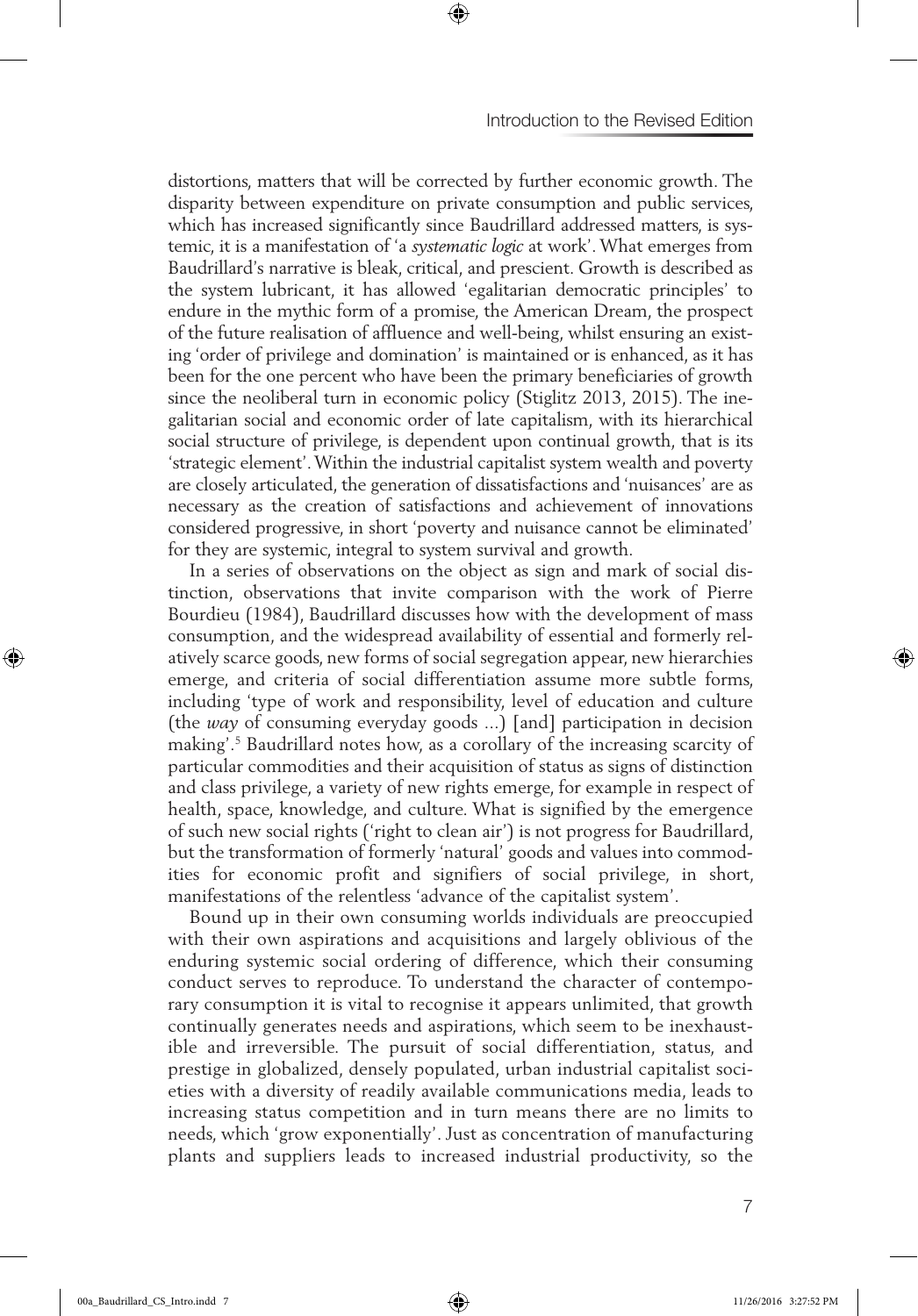distortions, matters that will be corrected by further economic growth. The disparity between expenditure on private consumption and public services, which has increased significantly since Baudrillard addressed matters, is systemic, it is a manifestation of 'a *systematic logic* at work'. What emerges from Baudrillard's narrative is bleak, critical, and prescient. Growth is described as the system lubricant, it has allowed 'egalitarian democratic principles' to endure in the mythic form of a promise, the American Dream, the prospect of the future realisation of affluence and well-being, whilst ensuring an existing 'order of privilege and domination' is maintained or is enhanced, as it has been for the one percent who have been the primary beneficiaries of growth since the neoliberal turn in economic policy (Stiglitz 2013, 2015). The inegalitarian social and economic order of late capitalism, with its hierarchical social structure of privilege, is dependent upon continual growth, that is its 'strategic element'. Within the industrial capitalist system wealth and poverty are closely articulated, the generation of dissatisfactions and 'nuisances' are as necessary as the creation of satisfactions and achievement of innovations considered progressive, in short 'poverty and nuisance cannot be eliminated' for they are systemic, integral to system survival and growth.

In a series of observations on the object as sign and mark of social distinction, observations that invite comparison with the work of Pierre Bourdieu (1984), Baudrillard discusses how with the development of mass consumption, and the widespread availability of essential and formerly relatively scarce goods, new forms of social segregation appear, new hierarchies emerge, and criteria of social differentiation assume more subtle forms, including 'type of work and responsibility, level of education and culture (the *way* of consuming everyday goods ...) [and] participation in decision making'.[5] Baudrillard notes how, as a corollary of the increasing scarcity of particular commodities and their acquisition of status as signs of distinction and class privilege, a variety of new rights emerge, for example in respect of health, space, knowledge, and culture. What is signified by the emergence of such new social rights ('right to clean air') is not progress for Baudrillard, but the transformation of formerly 'natural' goods and values into commodities for economic profit and signifiers of social privilege, in short, manifestations of the relentless 'advance of the capitalist system'.

Bound up in their own consuming worlds individuals are preoccupied with their own aspirations and acquisitions and largely oblivious of the enduring systemic social ordering of difference, which their consuming conduct serves to reproduce. To understand the character of contemporary consumption it is vital to recognise it appears unlimited, that growth continually generates needs and aspirations, which seem to be inexhaustible and irreversible. The pursuit of social differentiation, status, and prestige in globalized, densely populated, urban industrial capitalist societies with a diversity of readily available communications media, leads to increasing status competition and in turn means there are no limits to needs, which 'grow exponentially'. Just as concentration of manufacturing plants and suppliers leads to increased industrial productivity, so the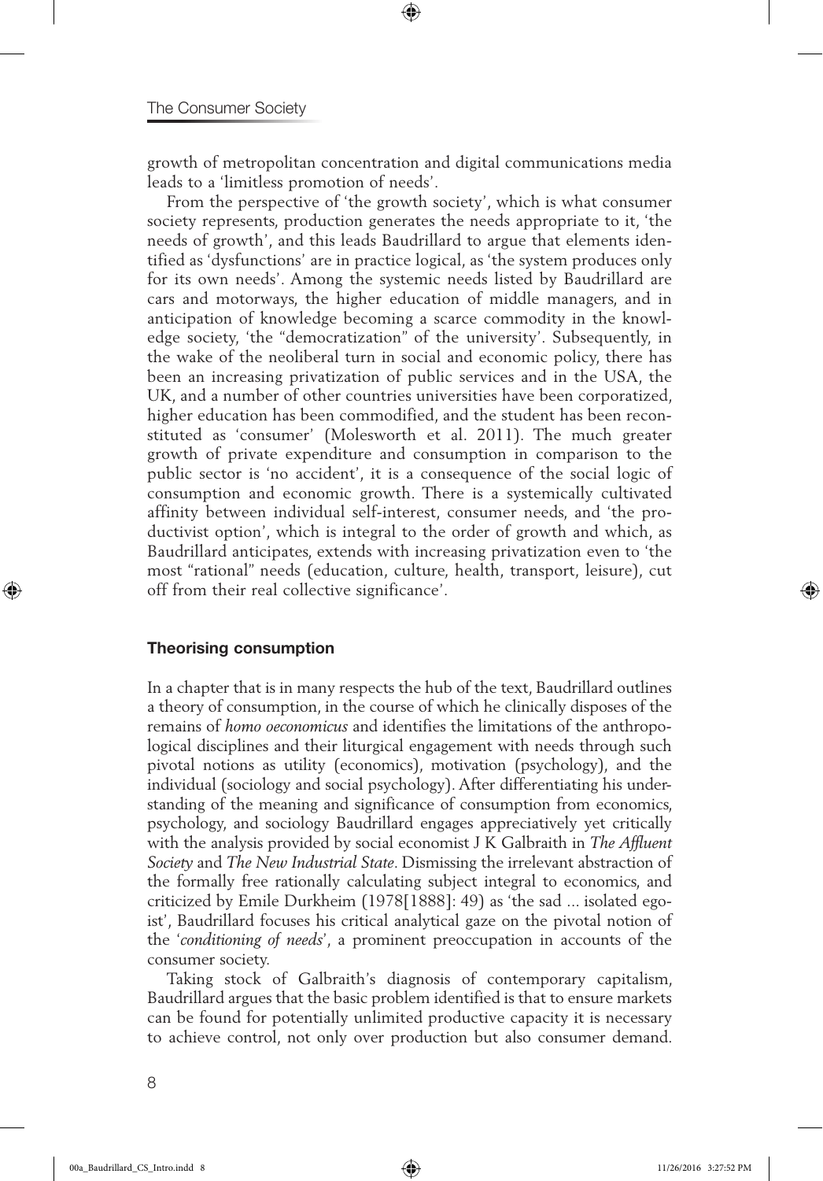growth of metropolitan concentration and digital communications media leads to a 'limitless promotion of needs'.

From the perspective of 'the growth society', which is what consumer society represents, production generates the needs appropriate to it, 'the needs of growth', and this leads Baudrillard to argue that elements identified as 'dysfunctions' are in practice logical, as 'the system produces only for its own needs'. Among the systemic needs listed by Baudrillard are cars and motorways, the higher education of middle managers, and in anticipation of knowledge becoming a scarce commodity in the knowledge society, 'the "democratization" of the university'. Subsequently, in the wake of the neoliberal turn in social and economic policy, there has been an increasing privatization of public services and in the USA, the UK, and a number of other countries universities have been corporatized, higher education has been commodified, and the student has been reconstituted as 'consumer' (Molesworth et al. 2011). The much greater growth of private expenditure and consumption in comparison to the public sector is 'no accident', it is a consequence of the social logic of consumption and economic growth. There is a systemically cultivated affinity between individual self-interest, consumer needs, and 'the productivist option', which is integral to the order of growth and which, as Baudrillard anticipates, extends with increasing privatization even to 'the most "rational" needs (education, culture, health, transport, leisure), cut off from their real collective significance'.

### Theorising consumption

In a chapter that is in many respects the hub of the text, Baudrillard outlines a theory of consumption, in the course of which he clinically disposes of the remains of *homo oeconomicus* and identifies the limitations of the anthropological disciplines and their liturgical engagement with needs through such pivotal notions as utility (economics), motivation (psychology), and the individual (sociology and social psychology). After differentiating his understanding of the meaning and significance of consumption from economics, psychology, and sociology Baudrillard engages appreciatively yet critically with the analysis provided by social economist J K Galbraith in *The Affluent Society* and *The New Industrial State*. Dismissing the irrelevant abstraction of the formally free rationally calculating subject integral to economics, and criticized by Emile Durkheim (1978[1888]: 49) as 'the sad ... isolated egoist', Baudrillard focuses his critical analytical gaze on the pivotal notion of the '*conditioning of needs*', a prominent preoccupation in accounts of the consumer society.

Taking stock of Galbraith's diagnosis of contemporary capitalism, Baudrillard argues that the basic problem identified is that to ensure markets can be found for potentially unlimited productive capacity it is necessary to achieve control, not only over production but also consumer demand.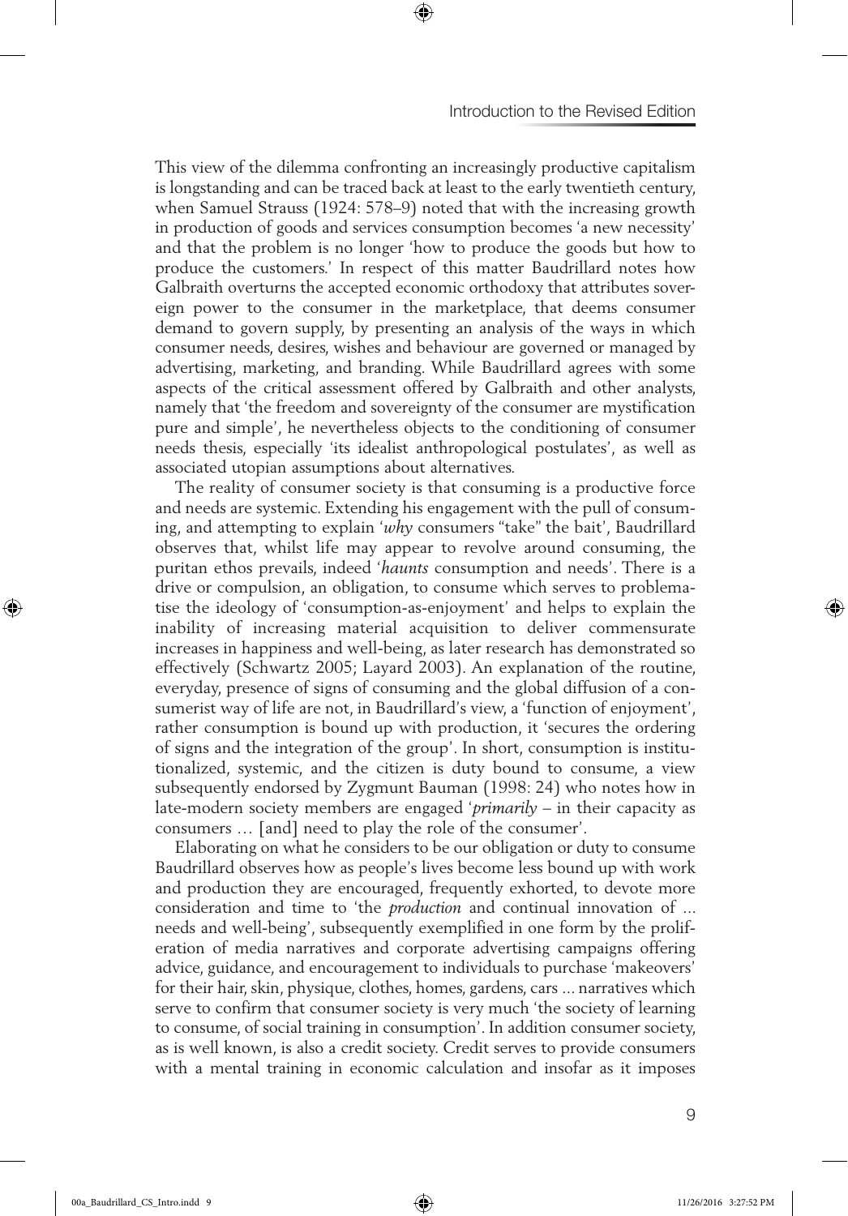This view of the dilemma confronting an increasingly productive capitalism is longstanding and can be traced back at least to the early twentieth century, when Samuel Strauss (1924: 578–9) noted that with the increasing growth in production of goods and services consumption becomes 'a new necessity' and that the problem is no longer 'how to produce the goods but how to produce the customers.' In respect of this matter Baudrillard notes how Galbraith overturns the accepted economic orthodoxy that attributes sovereign power to the consumer in the marketplace, that deems consumer demand to govern supply, by presenting an analysis of the ways in which consumer needs, desires, wishes and behaviour are governed or managed by advertising, marketing, and branding. While Baudrillard agrees with some aspects of the critical assessment offered by Galbraith and other analysts, namely that 'the freedom and sovereignty of the consumer are mystification pure and simple', he nevertheless objects to the conditioning of consumer needs thesis, especially 'its idealist anthropological postulates', as well as associated utopian assumptions about alternatives.

The reality of consumer society is that consuming is a productive force and needs are systemic. Extending his engagement with the pull of consuming, and attempting to explain '*why* consumers "take" the bait', Baudrillard observes that, whilst life may appear to revolve around consuming, the puritan ethos prevails, indeed '*haunts* consumption and needs'. There is a drive or compulsion, an obligation, to consume which serves to problematise the ideology of 'consumption-as-enjoyment' and helps to explain the inability of increasing material acquisition to deliver commensurate increases in happiness and well-being, as later research has demonstrated so effectively (Schwartz 2005; Layard 2003). An explanation of the routine, everyday, presence of signs of consuming and the global diffusion of a consumerist way of life are not, in Baudrillard's view, a 'function of enjoyment', rather consumption is bound up with production, it 'secures the ordering of signs and the integration of the group'. In short, consumption is institutionalized, systemic, and the citizen is duty bound to consume, a view subsequently endorsed by Zygmunt Bauman (1998: 24) who notes how in late-modern society members are engaged '*primarily* – in their capacity as consumers … [and] need to play the role of the consumer'.

Elaborating on what he considers to be our obligation or duty to consume Baudrillard observes how as people's lives become less bound up with work and production they are encouraged, frequently exhorted, to devote more consideration and time to 'the *production* and continual innovation of ... needs and well-being', subsequently exemplified in one form by the proliferation of media narratives and corporate advertising campaigns offering advice, guidance, and encouragement to individuals to purchase 'makeovers' for their hair, skin, physique, clothes, homes, gardens, cars ... narratives which serve to confirm that consumer society is very much 'the society of learning to consume, of social training in consumption'. In addition consumer society, as is well known, is also a credit society. Credit serves to provide consumers with a mental training in economic calculation and insofar as it imposes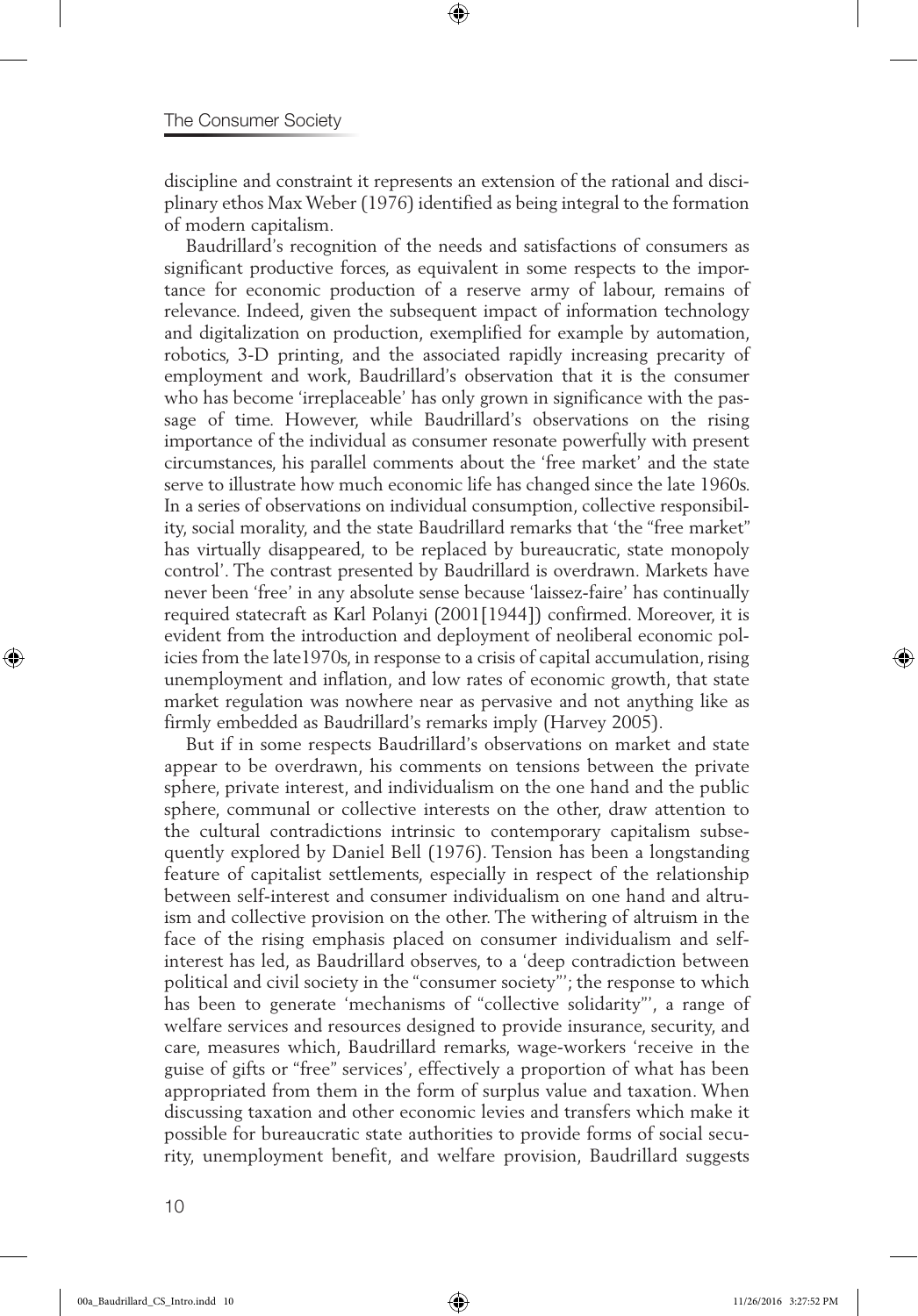discipline and constraint it represents an extension of the rational and disciplinary ethos Max Weber (1976) identified as being integral to the formation of modern capitalism.

Baudrillard's recognition of the needs and satisfactions of consumers as significant productive forces, as equivalent in some respects to the importance for economic production of a reserve army of labour, remains of relevance. Indeed, given the subsequent impact of information technology and digitalization on production, exemplified for example by automation, robotics, 3-D printing, and the associated rapidly increasing precarity of employment and work, Baudrillard's observation that it is the consumer who has become 'irreplaceable' has only grown in significance with the passage of time. However, while Baudrillard's observations on the rising importance of the individual as consumer resonate powerfully with present circumstances, his parallel comments about the 'free market' and the state serve to illustrate how much economic life has changed since the late 1960s. In a series of observations on individual consumption, collective responsibility, social morality, and the state Baudrillard remarks that 'the "free market" has virtually disappeared, to be replaced by bureaucratic, state monopoly control'. The contrast presented by Baudrillard is overdrawn. Markets have never been 'free' in any absolute sense because 'laissez-faire' has continually required statecraft as Karl Polanyi (2001[1944]) confirmed. Moreover, it is evident from the introduction and deployment of neoliberal economic policies from the late1970s, in response to a crisis of capital accumulation, rising unemployment and inflation, and low rates of economic growth, that state market regulation was nowhere near as pervasive and not anything like as firmly embedded as Baudrillard's remarks imply (Harvey 2005).

But if in some respects Baudrillard's observations on market and state appear to be overdrawn, his comments on tensions between the private sphere, private interest, and individualism on the one hand and the public sphere, communal or collective interests on the other, draw attention to the cultural contradictions intrinsic to contemporary capitalism subsequently explored by Daniel Bell (1976). Tension has been a longstanding feature of capitalist settlements, especially in respect of the relationship between self-interest and consumer individualism on one hand and altruism and collective provision on the other. The withering of altruism in the face of the rising emphasis placed on consumer individualism and self-interest has led, as Baudrillard observes, to a 'deep contradiction between political and civil society in the "consumer society"'; the response to which has been to generate 'mechanisms of "collective solidarity"', a range of welfare services and resources designed to provide insurance, security, and care, measures which, Baudrillard remarks, wage-workers 'receive in the guise of gifts or "free" services', effectively a proportion of what has been appropriated from them in the form of surplus value and taxation. When discussing taxation and other economic levies and transfers which make it possible for bureaucratic state authorities to provide forms of social security, unemployment benefit, and welfare provision, Baudrillard suggests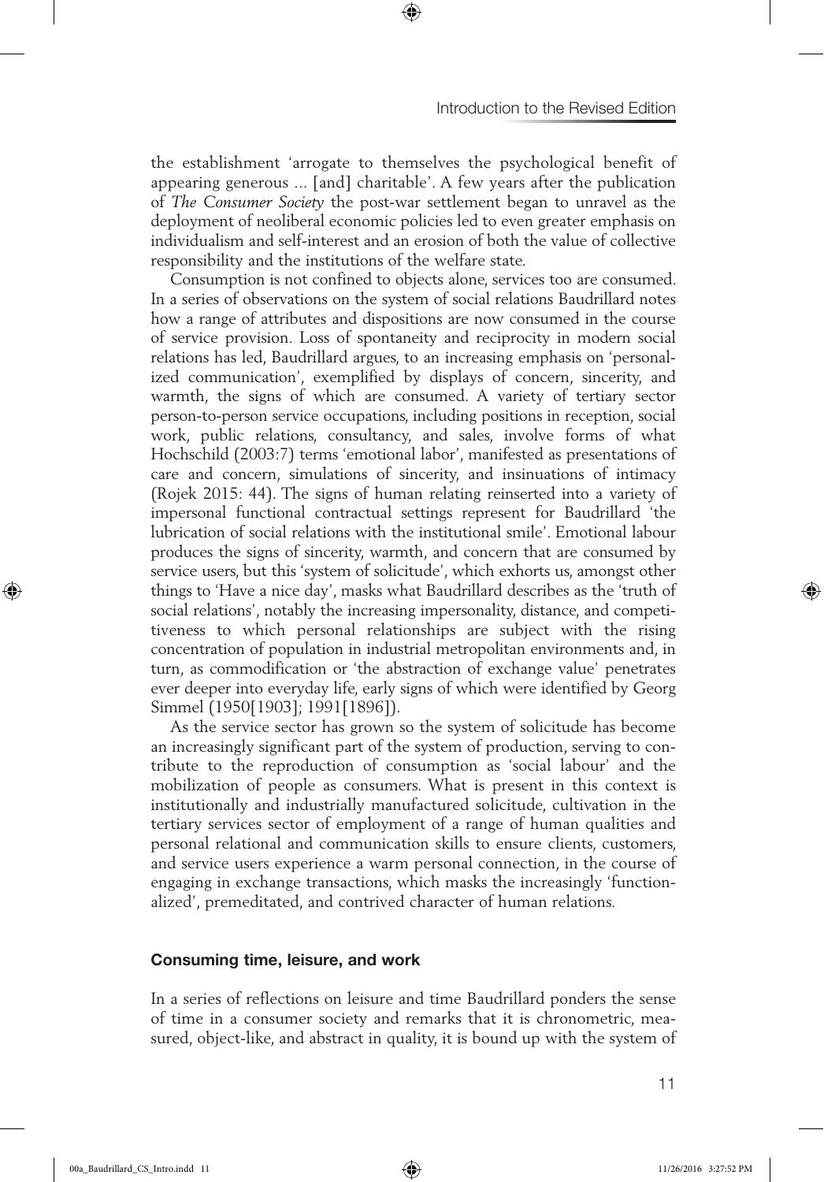the establishment 'arrogate to themselves the psychological benefit of appearing generous ... [and] charitable'. A few years after the publication of *The Consumer Society* the post-war settlement began to unravel as the deployment of neoliberal economic policies led to even greater emphasis on individualism and self-interest and an erosion of both the value of collective responsibility and the institutions of the welfare state.

Consumption is not confined to objects alone, services too are consumed. In a series of observations on the system of social relations Baudrillard notes how a range of attributes and dispositions are now consumed in the course of service provision. Loss of spontaneity and reciprocity in modern social relations has led, Baudrillard argues, to an increasing emphasis on 'personalized communication', exemplified by displays of concern, sincerity, and warmth, the signs of which are consumed. A variety of tertiary sector person-to-person service occupations, including positions in reception, social work, public relations, consultancy, and sales, involve forms of what Hochschild (2003:7) terms 'emotional labor', manifested as presentations of care and concern, simulations of sincerity, and insinuations of intimacy (Rojek 2015: 44). The signs of human relating reinserted into a variety of impersonal functional contractual settings represent for Baudrillard 'the lubrication of social relations with the institutional smile'. Emotional labour produces the signs of sincerity, warmth, and concern that are consumed by service users, but this 'system of solicitude', which exhorts us, amongst other things to 'Have a nice day', masks what Baudrillard describes as the 'truth of social relations', notably the increasing impersonality, distance, and competitiveness to which personal relationships are subject with the rising concentration of population in industrial metropolitan environments and, in turn, as commodification or 'the abstraction of exchange value' penetrates ever deeper into everyday life, early signs of which were identified by Georg Simmel (1950[1903]; 1991[1896]).

As the service sector has grown so the system of solicitude has become an increasingly significant part of the system of production, serving to contribute to the reproduction of consumption as 'social labour' and the mobilization of people as consumers. What is present in this context is institutionally and industrially manufactured solicitude, cultivation in the tertiary services sector of employment of a range of human qualities and personal relational and communication skills to ensure clients, customers, and service users experience a warm personal connection, in the course of engaging in exchange transactions, which masks the increasingly 'functionalized', premeditated, and contrived character of human relations.

### Consuming time, leisure, and work

In a series of reflections on leisure and time Baudrillard ponders the sense of time in a consumer society and remarks that it is chronometric, measured, object-like, and abstract in quality, it is bound up with the system of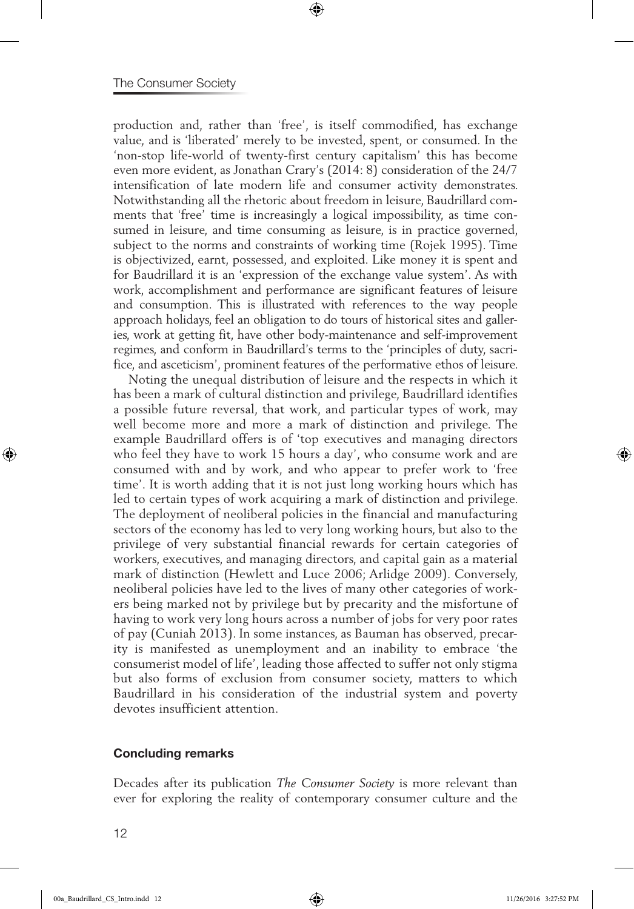production and, rather than 'free', is itself commodified, has exchange value, and is 'liberated' merely to be invested, spent, or consumed. In the 'non-stop life-world of twenty-first century capitalism' this has become even more evident, as Jonathan Crary's (2014: 8) consideration of the 24/7 intensification of late modern life and consumer activity demonstrates. Notwithstanding all the rhetoric about freedom in leisure, Baudrillard comments that 'free' time is increasingly a logical impossibility, as time consumed in leisure, and time consuming as leisure, is in practice governed, subject to the norms and constraints of working time (Rojek 1995). Time is objectivized, earnt, possessed, and exploited. Like money it is spent and for Baudrillard it is an 'expression of the exchange value system'. As with work, accomplishment and performance are significant features of leisure and consumption. This is illustrated with references to the way people approach holidays, feel an obligation to do tours of historical sites and galleries, work at getting fit, have other body-maintenance and self-improvement regimes, and conform in Baudrillard's terms to the 'principles of duty, sacrifice, and asceticism', prominent features of the performative ethos of leisure.

Noting the unequal distribution of leisure and the respects in which it has been a mark of cultural distinction and privilege, Baudrillard identifies a possible future reversal, that work, and particular types of work, may well become more and more a mark of distinction and privilege. The example Baudrillard offers is of 'top executives and managing directors who feel they have to work 15 hours a day', who consume work and are consumed with and by work, and who appear to prefer work to 'free time'. It is worth adding that it is not just long working hours which has led to certain types of work acquiring a mark of distinction and privilege. The deployment of neoliberal policies in the financial and manufacturing sectors of the economy has led to very long working hours, but also to the privilege of very substantial financial rewards for certain categories of workers, executives, and managing directors, and capital gain as a material mark of distinction (Hewlett and Luce 2006; Arlidge 2009). Conversely, neoliberal policies have led to the lives of many other categories of workers being marked not by privilege but by precarity and the misfortune of having to work very long hours across a number of jobs for very poor rates of pay (Cuniah 2013). In some instances, as Bauman has observed, precarity is manifested as unemployment and an inability to embrace 'the consumerist model of life', leading those affected to suffer not only stigma but also forms of exclusion from consumer society, matters to which Baudrillard in his consideration of the industrial system and poverty devotes insufficient attention.

## Concluding remarks

Decades after its publication *The Consumer Society* is more relevant than ever for exploring the reality of contemporary consumer culture and the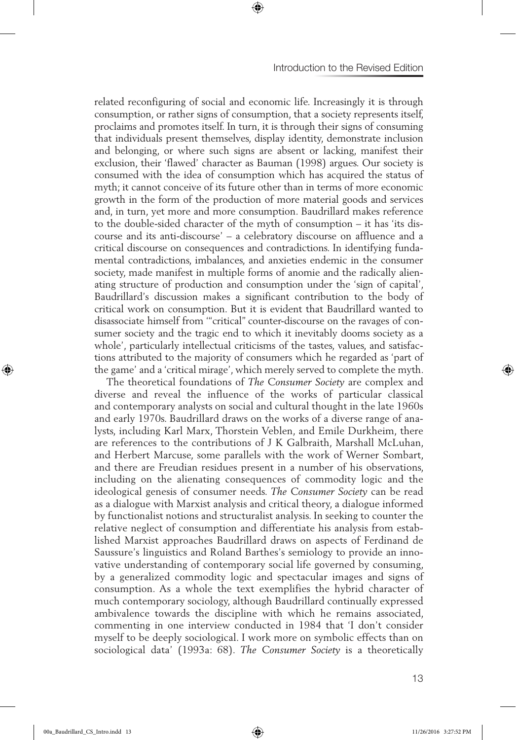related reconfiguring of social and economic life. Increasingly it is through consumption, or rather signs of consumption, that a society represents itself, proclaims and promotes itself. In turn, it is through their signs of consuming that individuals present themselves, display identity, demonstrate inclusion and belonging, or where such signs are absent or lacking, manifest their exclusion, their 'flawed' character as Bauman (1998) argues. Our society is consumed with the idea of consumption which has acquired the status of myth; it cannot conceive of its future other than in terms of more economic growth in the form of the production of more material goods and services and, in turn, yet more and more consumption. Baudrillard makes reference to the double-sided character of the myth of consumption – it has 'its discourse and its anti-discourse' – a celebratory discourse on affluence and a critical discourse on consequences and contradictions. In identifying fundamental contradictions, imbalances, and anxieties endemic in the consumer society, made manifest in multiple forms of anomie and the radically alienating structure of production and consumption under the 'sign of capital', Baudrillard's discussion makes a significant contribution to the body of critical work on consumption. But it is evident that Baudrillard wanted to disassociate himself from '"critical" counter-discourse on the ravages of consumer society and the tragic end to which it inevitably dooms society as a whole', particularly intellectual criticisms of the tastes, values, and satisfactions attributed to the majority of consumers which he regarded as 'part of the game' and a 'critical mirage', which merely served to complete the myth.

The theoretical foundations of *The Consumer Society* are complex and diverse and reveal the influence of the works of particular classical and contemporary analysts on social and cultural thought in the late 1960s and early 1970s. Baudrillard draws on the works of a diverse range of analysts, including Karl Marx, Thorstein Veblen, and Emile Durkheim, there are references to the contributions of J K Galbraith, Marshall McLuhan, and Herbert Marcuse, some parallels with the work of Werner Sombart, and there are Freudian residues present in a number of his observations, including on the alienating consequences of commodity logic and the ideological genesis of consumer needs. *The Consumer Society* can be read as a dialogue with Marxist analysis and critical theory, a dialogue informed by functionalist notions and structuralist analysis. In seeking to counter the relative neglect of consumption and differentiate his analysis from established Marxist approaches Baudrillard draws on aspects of Ferdinand de Saussure's linguistics and Roland Barthes's semiology to provide an innovative understanding of contemporary social life governed by consuming, by a generalized commodity logic and spectacular images and signs of consumption. As a whole the text exemplifies the hybrid character of much contemporary sociology, although Baudrillard continually expressed ambivalence towards the discipline with which he remains associated, commenting in one interview conducted in 1984 that 'I don't consider myself to be deeply sociological. I work more on symbolic effects than on sociological data' (1993a: 68). *The Consumer Society* is a theoretically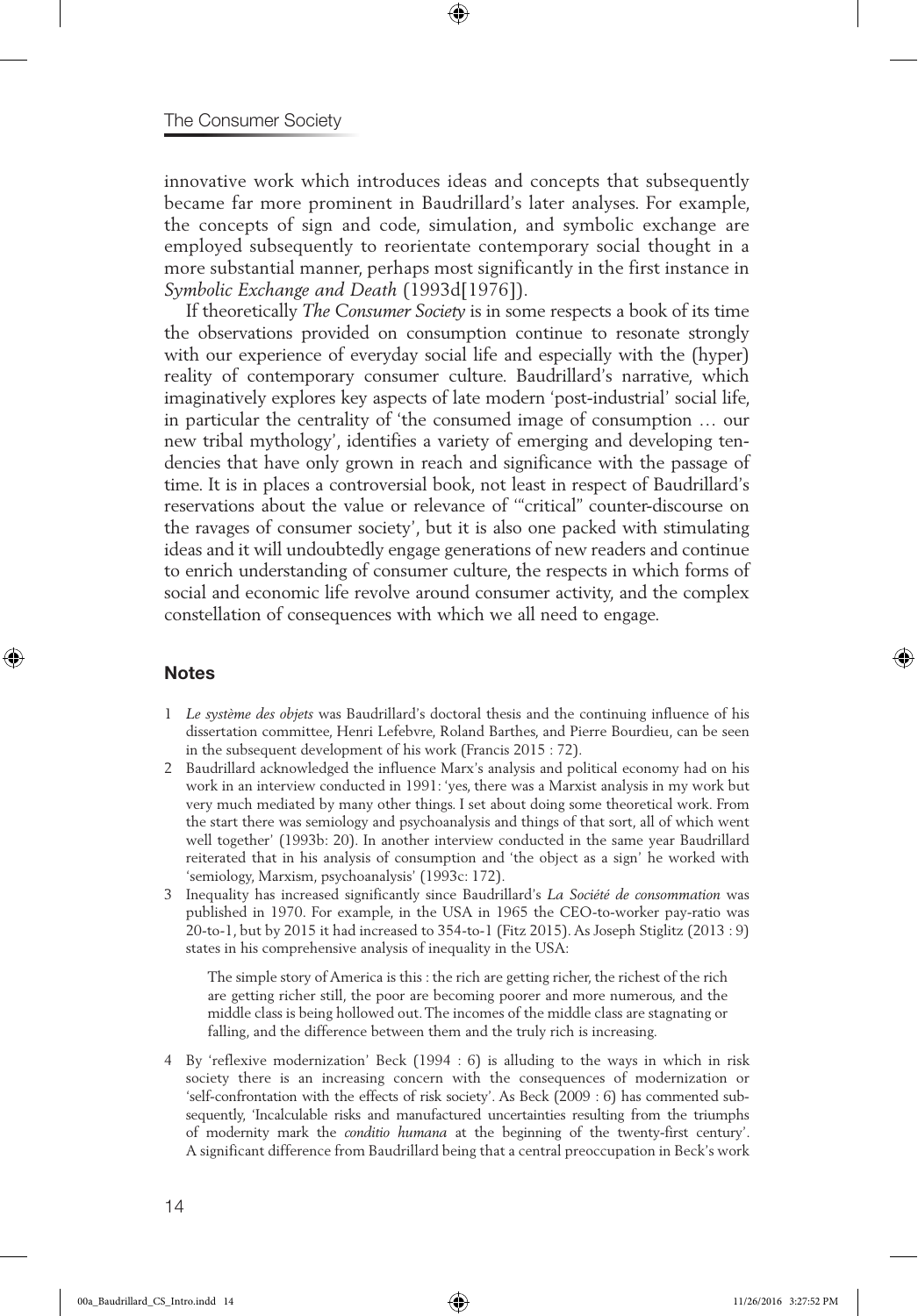innovative work which introduces ideas and concepts that subsequently became far more prominent in Baudrillard's later analyses. For example, the concepts of sign and code, simulation, and symbolic exchange are employed subsequently to reorientate contemporary social thought in a more substantial manner, perhaps most significantly in the first instance in *Symbolic Exchange and Death* (1993d[1976]).

If theoretically *The Consumer Society* is in some respects a book of its time the observations provided on consumption continue to resonate strongly with our experience of everyday social life and especially with the (hyper) reality of contemporary consumer culture. Baudrillard's narrative, which imaginatively explores key aspects of late modern 'post-industrial' social life, in particular the centrality of 'the consumed image of consumption … our new tribal mythology', identifies a variety of emerging and developing tendencies that have only grown in reach and significance with the passage of time. It is in places a controversial book, not least in respect of Baudrillard's reservations about the value or relevance of '"critical" counter-discourse on the ravages of consumer society', but it is also one packed with stimulating ideas and it will undoubtedly engage generations of new readers and continue to enrich understanding of consumer culture, the respects in which forms of social and economic life revolve around consumer activity, and the complex constellation of consequences with which we all need to engage.

## Notes

1 *Le système des objets* was Baudrillard's doctoral thesis and the continuing influence of his dissertation committee, Henri Lefebvre, Roland Barthes, and Pierre Bourdieu, can be seen in the subsequent development of his work (Francis 2015 : 72).

2 Baudrillard acknowledged the influence Marx's analysis and political economy had on his work in an interview conducted in 1991: 'yes, there was a Marxist analysis in my work but very much mediated by many other things. I set about doing some theoretical work. From the start there was semiology and psychoanalysis and things of that sort, all of which went well together' (1993b: 20). In another interview conducted in the same year Baudrillard reiterated that in his analysis of consumption and 'the object as a sign' he worked with 'semiology, Marxism, psychoanalysis' (1993c: 172).

3 Inequality has increased significantly since Baudrillard's *La Société de consommation* was published in 1970. For example, in the USA in 1965 the CEO-to-worker pay-ratio was 20-to-1, but by 2015 it had increased to 354-to-1 (Fitz 2015). As Joseph Stiglitz (2013 : 9) states in his comprehensive analysis of inequality in the USA:

> The simple story of America is this : the rich are getting richer, the richest of the rich are getting richer still, the poor are becoming poorer and more numerous, and the middle class is being hollowed out. The incomes of the middle class are stagnating or falling, and the difference between them and the truly rich is increasing.

4 By 'reflexive modernization' Beck (1994 : 6) is alluding to the ways in which in risk society there is an increasing concern with the consequences of modernization or 'self-confrontation with the effects of risk society'. As Beck (2009 : 6) has commented subsequently, 'Incalculable risks and manufactured uncertainties resulting from the triumphs of modernity mark the *conditio humana* at the beginning of the twenty-first century'. A significant difference from Baudrillard being that a central preoccupation in Beck's work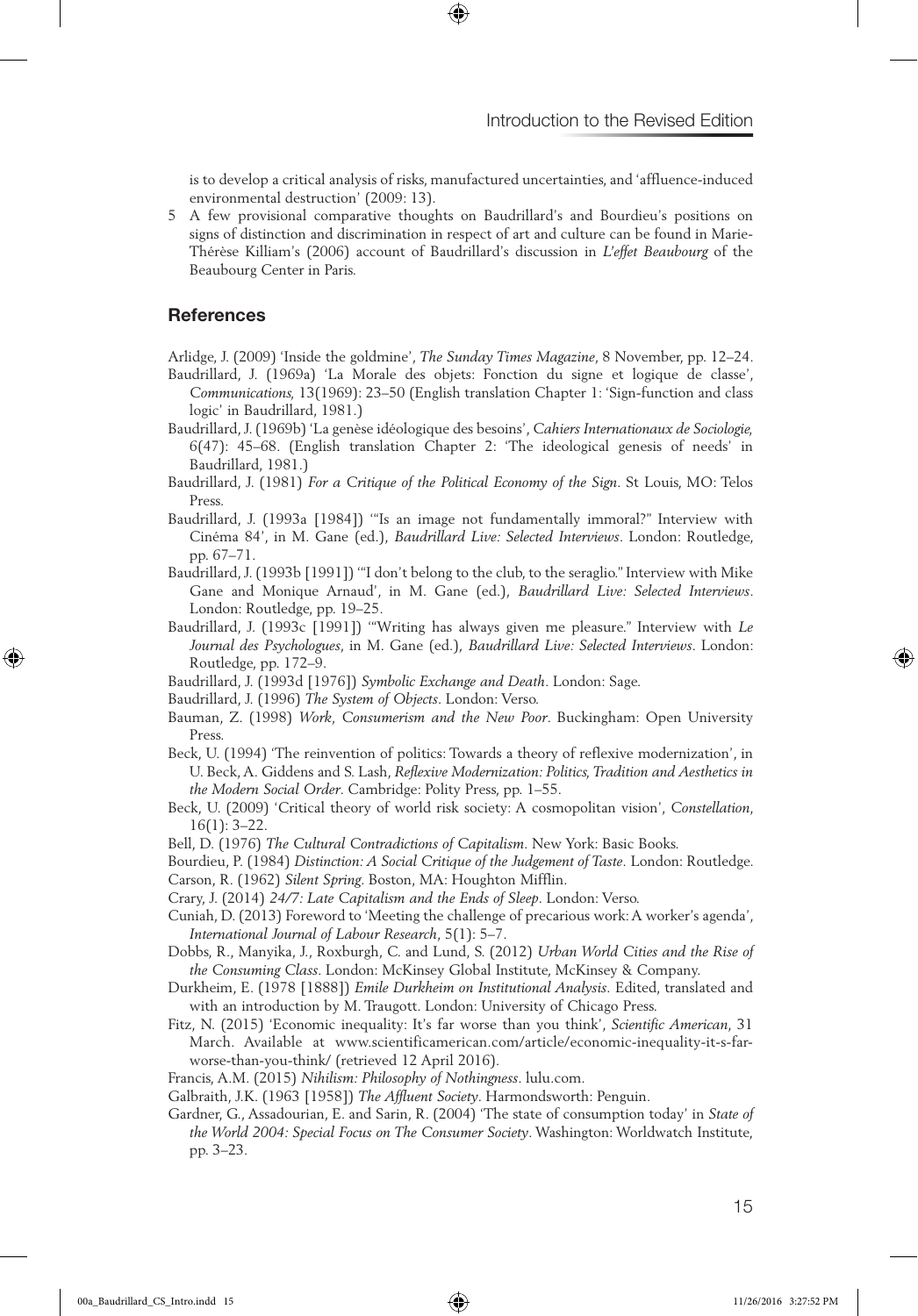is to develop a critical analysis of risks, manufactured uncertainties, and 'affluence-induced environmental destruction' (2009: 13).

5 A few provisional comparative thoughts on Baudrillard's and Bourdieu's positions on signs of distinction and discrimination in respect of art and culture can be found in Marie-Thérèse Killiam's (2006) account of Baudrillard's discussion in *L'effet Beaubourg* of the Beaubourg Center in Paris.

## References

Arlidge, J. (2009) 'Inside the goldmine', *The Sunday Times Magazine*, 8 November, pp. 12–24.

Baudrillard, J. (1969a) 'La Morale des objets: Fonction du signe et logique de classe', *Communications,* 13(1969): 23–50 (English translation Chapter 1: 'Sign-function and class logic' in Baudrillard, 1981.)

Baudrillard, J. (1969b) 'La genèse idéologique des besoins', *Cahiers Internationaux de Sociologie,* 6(47): 45–68. (English translation Chapter 2: 'The ideological genesis of needs' in Baudrillard, 1981.)

Baudrillard, J. (1981) *For a Critique of the Political Economy of the Sign*. St Louis, MO: Telos Press.

Baudrillard, J. (1993a [1984]) '"Is an image not fundamentally immoral?" Interview with Cinéma 84', in M. Gane (ed.), *Baudrillard Live: Selected Interviews*. London: Routledge, pp. 67–71.

Baudrillard, J. (1993b [1991]) '"I don't belong to the club, to the seraglio." Interview with Mike Gane and Monique Arnaud', in M. Gane (ed.), *Baudrillard Live: Selected Interviews*. London: Routledge, pp. 19–25.

Baudrillard, J. (1993c [1991]) '"Writing has always given me pleasure." Interview with *Le Journal des Psychologues*, in M. Gane (ed.), *Baudrillard Live: Selected Interviews*. London: Routledge, pp. 172–9.

Baudrillard, J. (1993d [1976]) *Symbolic Exchange and Death*. London: Sage.

Baudrillard, J. (1996) *The System of Objects*. London: Verso.

Bauman, Z. (1998) *Work, Consumerism and the New Poor*. Buckingham: Open University Press.

Beck, U. (1994) 'The reinvention of politics: Towards a theory of reflexive modernization', in U. Beck, A. Giddens and S. Lash, *Reflexive Modernization: Politics, Tradition and Aesthetics in the Modern Social Order*. Cambridge: Polity Press, pp. 1–55.

Beck, U. (2009) 'Critical theory of world risk society: A cosmopolitan vision', *Constellation*, 16(1): 3–22.

Bell, D. (1976) *The Cultural Contradictions of Capitalism*. New York: Basic Books.

Bourdieu, P. (1984) *Distinction: A Social Critique of the Judgement of Taste*. London: Routledge.

Carson, R. (1962) *Silent Spring*. Boston, MA: Houghton Mifflin.

Crary, J. (2014) *24/7: Late Capitalism and the Ends of Sleep*. London: Verso.

Cuniah, D. (2013) Foreword to 'Meeting the challenge of precarious work: A worker's agenda', *International Journal of Labour Research*, 5(1): 5–7.

Dobbs, R., Manyika, J., Roxburgh, C. and Lund, S. (2012) *Urban World Cities and the Rise of the Consuming Class*. London: McKinsey Global Institute, McKinsey & Company.

Durkheim, E. (1978 [1888]) *Emile Durkheim on Institutional Analysis*. Edited, translated and with an introduction by M. Traugott. London: University of Chicago Press.

Fitz, N. (2015) 'Economic inequality: It's far worse than you think', *Scientific American*, 31 March. Available at www.scientificamerican.com/article/economic-inequality-it-s-far-worse-than-you-think/ (retrieved 12 April 2016).

Francis, A.M. (2015) *Nihilism: Philosophy of Nothingness*. lulu.com.

Galbraith, J.K. (1963 [1958]) *The Affluent Society*. Harmondsworth: Penguin.

Gardner, G., Assadourian, E. and Sarin, R. (2004) 'The state of consumption today' in *State of the World 2004: Special Focus on The Consumer Society*. Washington: Worldwatch Institute, pp. 3–23.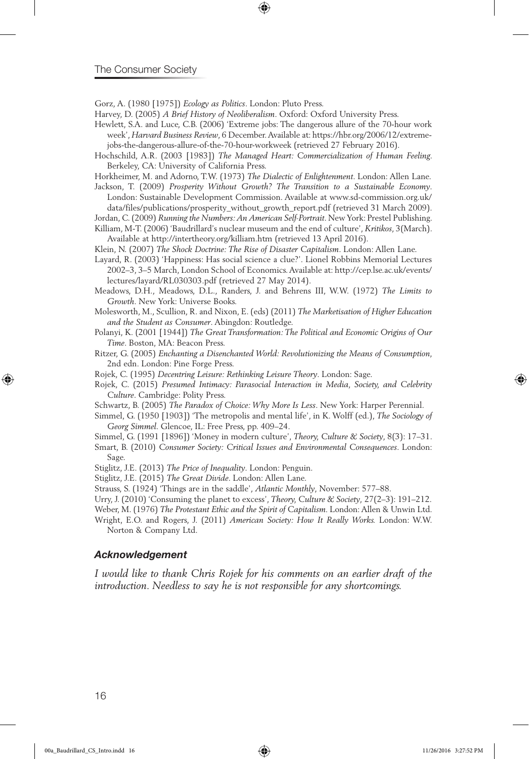Gorz, A. (1980 [1975]) *Ecology as Politics*. London: Pluto Press.

Harvey, D. (2005) *A Brief History of Neoliberalism*. Oxford: Oxford University Press.

Hewlett, S.A. and Luce, C.B. (2006) 'Extreme jobs: The dangerous allure of the 70-hour work week', *Harvard Business Review*, 6 December. Available at: https://hbr.org/2006/12/extreme-jobs-the-dangerous-allure-of-the-70-hour-workweek (retrieved 27 February 2016).

Hochschild, A.R. (2003 [1983]) *The Managed Heart: Commercialization of Human Feeling*. Berkeley, CA: University of California Press.

Horkheimer, M. and Adorno, T.W. (1973) *The Dialectic of Enlightenment*. London: Allen Lane.

Jackson, T. (2009) *Prosperity Without Growth? The Transition to a Sustainable Economy*. London: Sustainable Development Commission. Available at www.sd-commission.org.uk/data/files/publications/prosperity_without_growth_report.pdf (retrieved 31 March 2009).

Jordan, C. (2009) *Running the Numbers: An American Self-Portrait*. New York: Prestel Publishing.

Killiam, M-T. (2006) 'Baudrillard's nuclear museum and the end of culture', *Kritikos*, 3(March). Available at http://intertheory.org/killiam.htm (retrieved 13 April 2016).

Klein, N. (2007) *The Shock Doctrine: The Rise of Disaster Capitalism*. London: Allen Lane.

Layard, R. (2003) 'Happiness: Has social science a clue?'. Lionel Robbins Memorial Lectures 2002–3, 3–5 March, London School of Economics. Available at: http://cep.lse.ac.uk/events/lectures/layard/RL030303.pdf (retrieved 27 May 2014).

Meadows, D.H., Meadows, D.L., Randers, J. and Behrens III, W.W. (1972) *The Limits to Growth*. New York: Universe Books.

Molesworth, M., Scullion, R. and Nixon, E. (eds) (2011) *The Marketisation of Higher Education and the Student as Consumer*. Abingdon: Routledge.

Polanyi, K. (2001 [1944]) *The Great Transformation: The Political and Economic Origins of Our Time*. Boston, MA: Beacon Press.

Ritzer, G. (2005) *Enchanting a Disenchanted World: Revolutionizing the Means of Consumption*, 2nd edn. London: Pine Forge Press.

Rojek, C. (1995) *Decentring Leisure: Rethinking Leisure Theory*. London: Sage.

Rojek, C. (2015) *Presumed Intimacy: Parasocial Interaction in Media, Society, and Celebrity Culture*. Cambridge: Polity Press.

Schwartz, B. (2005) *The Paradox of Choice: Why More Is Less*. New York: Harper Perennial.

Simmel, G. (1950 [1903]) 'The metropolis and mental life', in K. Wolff (ed.), *The Sociology of Georg Simmel*. Glencoe, IL: Free Press, pp. 409–24.

Simmel, G. (1991 [1896]) 'Money in modern culture', *Theory, Culture & Society*, 8(3): 17–31.

Smart, B. (2010) *Consumer Society: Critical Issues and Environmental Consequences*. London: Sage.

Stiglitz, J.E. (2013) *The Price of Inequality*. London: Penguin.

Stiglitz, J.E. (2015) *The Great Divide*. London: Allen Lane.

Strauss, S. (1924) 'Things are in the saddle', *Atlantic Monthly*, November: 577–88.

Urry, J. (2010) 'Consuming the planet to excess', *Theory, Culture & Society*, 27(2–3): 191–212.

Weber, M. (1976) *The Protestant Ethic and the Spirit of Capitalism*. London: Allen & Unwin Ltd.

Wright, E.O. and Rogers, J. (2011) *American Society: How It Really Works*. London: W.W. Norton & Company Ltd.

### *Acknowledgement*

*I would like to thank Chris Rojek for his comments on an earlier draft of the introduction. Needless to say he is not responsible for any shortcomings.*